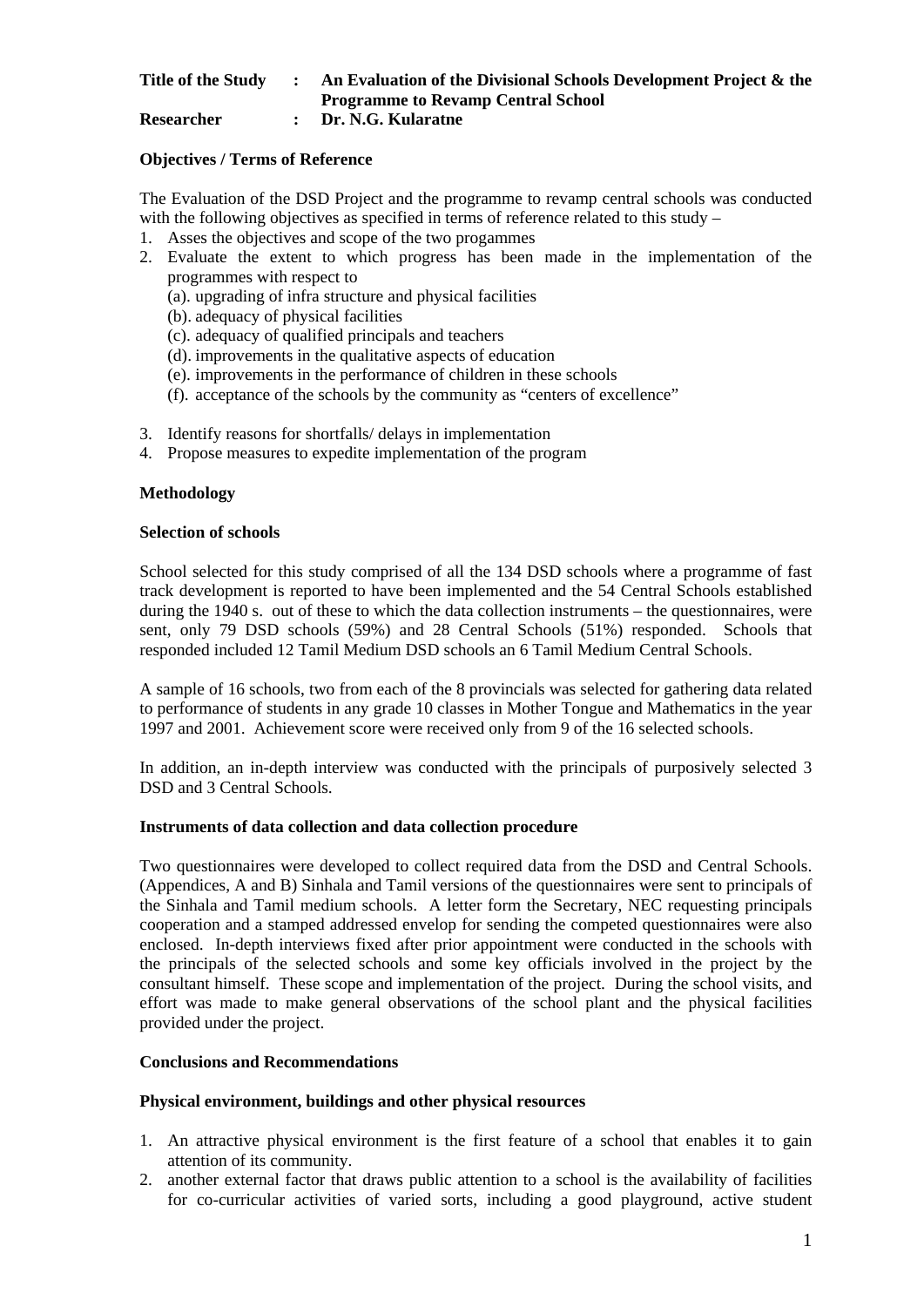**Title of the Study : An Evaluation of the Divisional Schools Development Project & the Programme to Revamp Central School**

**Researcher : Dr. N.G. Kularatne**

**Objectives / Terms of Reference**

The Evaluation of the DSD Project and the programme to revamp central schools was conducted with the following objectives as specified in terms of reference related to this study –

1. Asses the objectives and scope of the two progammes
2. Evaluate the extent to which progress has been made in the implementation of the programmes with respect to
   (a). upgrading of infra structure and physical facilities
   (b). adequacy of physical facilities
   (c). adequacy of qualified principals and teachers
   (d). improvements in the qualitative aspects of education
   (e). improvements in the performance of children in these schools
   (f). acceptance of the schools by the community as "centers of excellence"
3. Identify reasons for shortfalls/ delays in implementation
4. Propose measures to expedite implementation of the program

**Methodology**

**Selection of schools**

School selected for this study comprised of all the 134 DSD schools where a programme of fast track development is reported to have been implemented and the 54 Central Schools established during the 1940 s. out of these to which the data collection instruments – the questionnaires, were sent, only 79 DSD schools (59%) and 28 Central Schools (51%) responded. Schools that responded included 12 Tamil Medium DSD schools an 6 Tamil Medium Central Schools.

A sample of 16 schools, two from each of the 8 provincials was selected for gathering data related to performance of students in any grade 10 classes in Mother Tongue and Mathematics in the year 1997 and 2001. Achievement score were received only from 9 of the 16 selected schools.

In addition, an in-depth interview was conducted with the principals of purposively selected 3 DSD and 3 Central Schools.

**Instruments of data collection and data collection procedure**

Two questionnaires were developed to collect required data from the DSD and Central Schools. (Appendices, A and B) Sinhala and Tamil versions of the questionnaires were sent to principals of the Sinhala and Tamil medium schools. A letter form the Secretary, NEC requesting principals cooperation and a stamped addressed envelop for sending the competed questionnaires were also enclosed. In-depth interviews fixed after prior appointment were conducted in the schools with the principals of the selected schools and some key officials involved in the project by the consultant himself. These scope and implementation of the project. During the school visits, and effort was made to make general observations of the school plant and the physical facilities provided under the project.

**Conclusions and Recommendations**

**Physical environment, buildings and other physical resources**

1. An attractive physical environment is the first feature of a school that enables it to gain attention of its community.
2. another external factor that draws public attention to a school is the availability of facilities for co-curricular activities of varied sorts, including a good playground, active student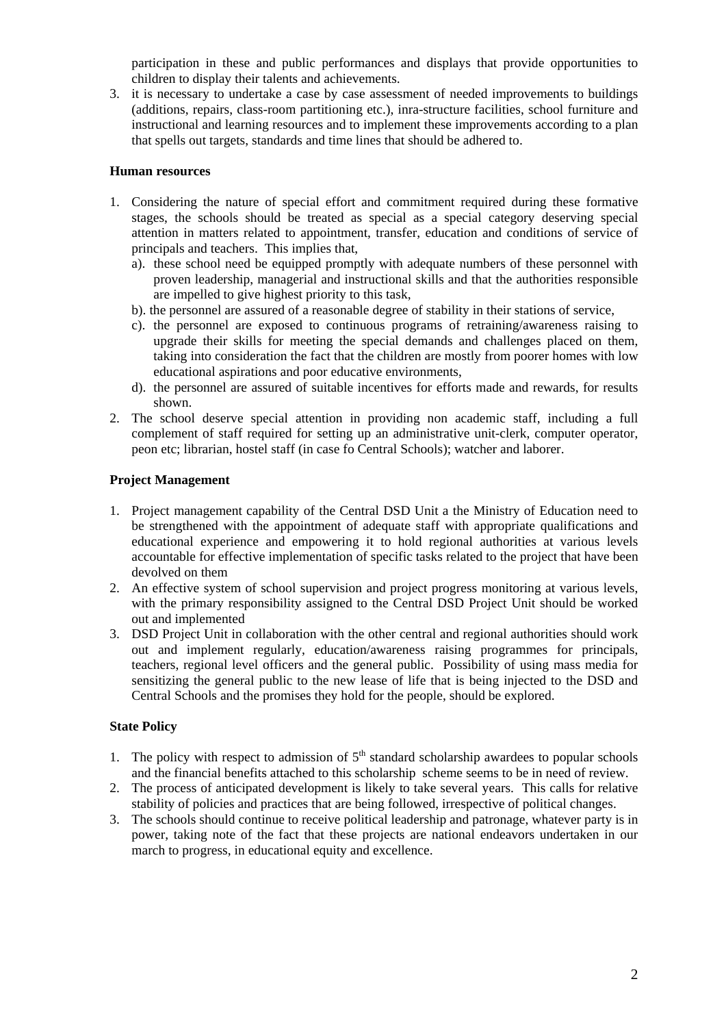participation in these and public performances and displays that provide opportunities to children to display their talents and achievements.

3. it is necessary to undertake a case by case assessment of needed improvements to buildings (additions, repairs, class-room partitioning etc.), inra-structure facilities, school furniture and instructional and learning resources and to implement these improvements according to a plan that spells out targets, standards and time lines that should be adhered to.

**Human resources**

1. Considering the nature of special effort and commitment required during these formative stages, the schools should be treated as special as a special category deserving special attention in matters related to appointment, transfer, education and conditions of service of principals and teachers. This implies that,
   a). these school need be equipped promptly with adequate numbers of these personnel with proven leadership, managerial and instructional skills and that the authorities responsible are impelled to give highest priority to this task,
   b). the personnel are assured of a reasonable degree of stability in their stations of service,
   c). the personnel are exposed to continuous programs of retraining/awareness raising to upgrade their skills for meeting the special demands and challenges placed on them, taking into consideration the fact that the children are mostly from poorer homes with low educational aspirations and poor educative environments,
   d). the personnel are assured of suitable incentives for efforts made and rewards, for results shown.
2. The school deserve special attention in providing non academic staff, including a full complement of staff required for setting up an administrative unit-clerk, computer operator, peon etc; librarian, hostel staff (in case fo Central Schools); watcher and laborer.

**Project Management**

1. Project management capability of the Central DSD Unit a the Ministry of Education need to be strengthened with the appointment of adequate staff with appropriate qualifications and educational experience and empowering it to hold regional authorities at various levels accountable for effective implementation of specific tasks related to the project that have been devolved on them
2. An effective system of school supervision and project progress monitoring at various levels, with the primary responsibility assigned to the Central DSD Project Unit should be worked out and implemented
3. DSD Project Unit in collaboration with the other central and regional authorities should work out and implement regularly, education/awareness raising programmes for principals, teachers, regional level officers and the general public. Possibility of using mass media for sensitizing the general public to the new lease of life that is being injected to the DSD and Central Schools and the promises they hold for the people, should be explored.

**State Policy**

1. The policy with respect to admission of 5th standard scholarship awardees to popular schools and the financial benefits attached to this scholarship scheme seems to be in need of review.
2. The process of anticipated development is likely to take several years. This calls for relative stability of policies and practices that are being followed, irrespective of political changes.
3. The schools should continue to receive political leadership and patronage, whatever party is in power, taking note of the fact that these projects are national endeavors undertaken in our march to progress, in educational equity and excellence.